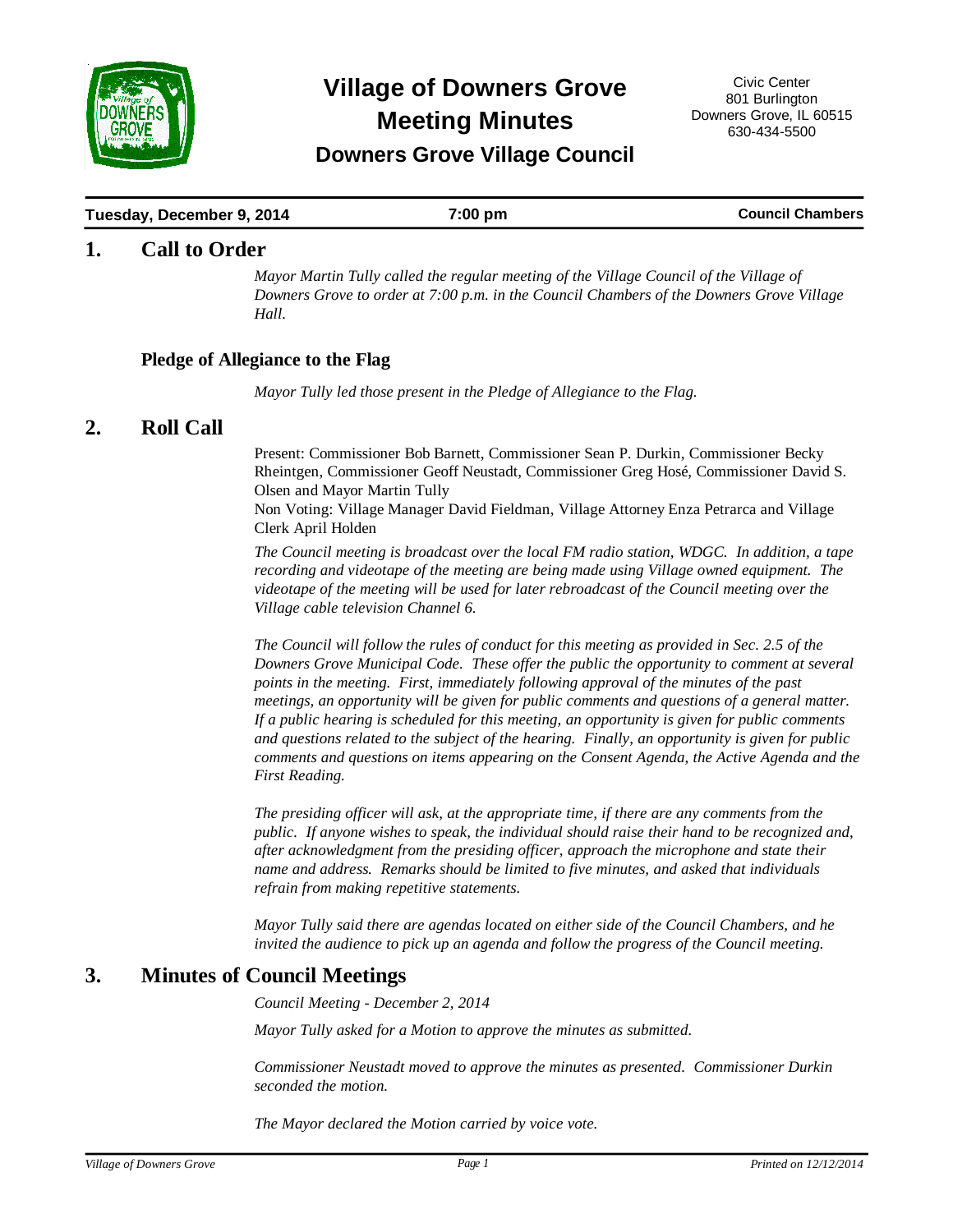# Village of Downers Grove Meeting Minutes

## Downers Grove Village Council

Civic Center
801 Burlington
Downers Grove, IL 60515
630-434-5500

**Tuesday, December 9, 2014** | **7:00 pm** | **Council Chambers**

## 1. Call to Order

*Mayor Martin Tully called the regular meeting of the Village Council of the Village of Downers Grove to order at 7:00 p.m. in the Council Chambers of the Downers Grove Village Hall.*

### Pledge of Allegiance to the Flag

*Mayor Tully led those present in the Pledge of Allegiance to the Flag.*

## 2. Roll Call

Present: Commissioner Bob Barnett, Commissioner Sean P. Durkin, Commissioner Becky Rheintgen, Commissioner Geoff Neustadt, Commissioner Greg Hosé, Commissioner David S. Olsen and Mayor Martin Tully

Non Voting: Village Manager David Fieldman, Village Attorney Enza Petrarca and Village Clerk April Holden

*The Council meeting is broadcast over the local FM radio station, WDGC. In addition, a tape recording and videotape of the meeting are being made using Village owned equipment. The videotape of the meeting will be used for later rebroadcast of the Council meeting over the Village cable television Channel 6.*

*The Council will follow the rules of conduct for this meeting as provided in Sec. 2.5 of the Downers Grove Municipal Code. These offer the public the opportunity to comment at several points in the meeting. First, immediately following approval of the minutes of the past meetings, an opportunity will be given for public comments and questions of a general matter. If a public hearing is scheduled for this meeting, an opportunity is given for public comments and questions related to the subject of the hearing. Finally, an opportunity is given for public comments and questions on items appearing on the Consent Agenda, the Active Agenda and the First Reading.*

*The presiding officer will ask, at the appropriate time, if there are any comments from the public. If anyone wishes to speak, the individual should raise their hand to be recognized and, after acknowledgment from the presiding officer, approach the microphone and state their name and address. Remarks should be limited to five minutes, and asked that individuals refrain from making repetitive statements.*

*Mayor Tully said there are agendas located on either side of the Council Chambers, and he invited the audience to pick up an agenda and follow the progress of the Council meeting.*

## 3. Minutes of Council Meetings

*Council Meeting - December 2, 2014*

*Mayor Tully asked for a Motion to approve the minutes as submitted.*

*Commissioner Neustadt moved to approve the minutes as presented. Commissioner Durkin seconded the motion.*

*The Mayor declared the Motion carried by voice vote.*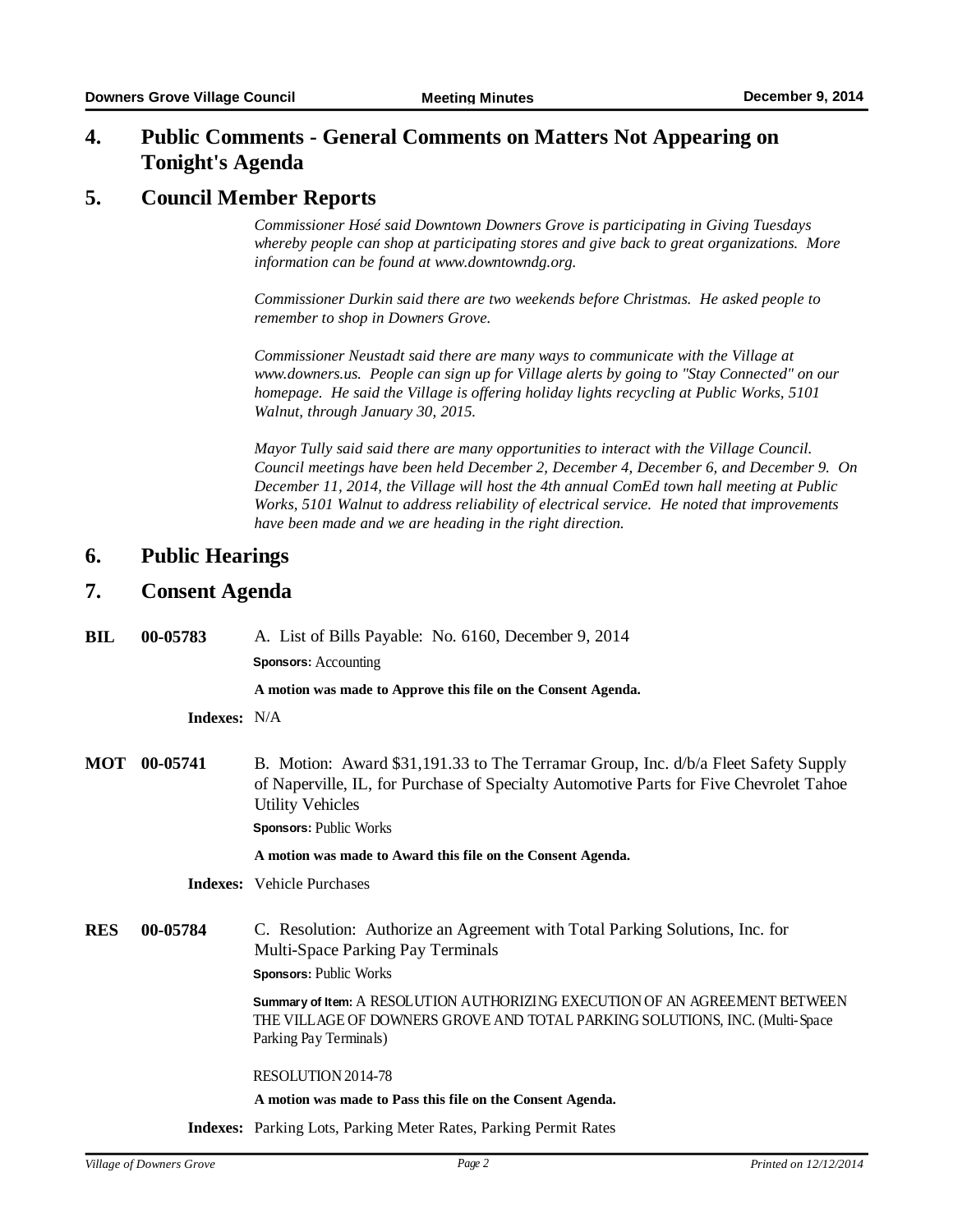## 4. Public Comments - General Comments on Matters Not Appearing on Tonight's Agenda

## 5. Council Member Reports

*Commissioner Hosé said Downtown Downers Grove is participating in Giving Tuesdays whereby people can shop at participating stores and give back to great organizations. More information can be found at www.downtowndg.org.*

*Commissioner Durkin said there are two weekends before Christmas. He asked people to remember to shop in Downers Grove.*

*Commissioner Neustadt said there are many ways to communicate with the Village at www.downers.us. People can sign up for Village alerts by going to "Stay Connected" on our homepage. He said the Village is offering holiday lights recycling at Public Works, 5101 Walnut, through January 30, 2015.*

*Mayor Tully said said there are many opportunities to interact with the Village Council. Council meetings have been held December 2, December 4, December 6, and December 9. On December 11, 2014, the Village will host the 4th annual ComEd town hall meeting at Public Works, 5101 Walnut to address reliability of electrical service. He noted that improvements have been made and we are heading in the right direction.*

## 6. Public Hearings

## 7. Consent Agenda

**BIL 00-05783** A. List of Bills Payable: No. 6160, December 9, 2014

**Sponsors:** Accounting

**A motion was made to Approve this file on the Consent Agenda.**

**Indexes:** N/A

**MOT 00-05741** B. Motion: Award $31,191.33 to The Terramar Group, Inc. d/b/a Fleet Safety Supply of Naperville, IL, for Purchase of Specialty Automotive Parts for Five Chevrolet Tahoe Utility Vehicles

**Sponsors:** Public Works

**A motion was made to Award this file on the Consent Agenda.**

**Indexes:** Vehicle Purchases

**RES 00-05784** C. Resolution: Authorize an Agreement with Total Parking Solutions, Inc. for Multi-Space Parking Pay Terminals

**Sponsors:** Public Works

**Summary of Item:** A RESOLUTION AUTHORIZING EXECUTION OF AN AGREEMENT BETWEEN THE VILLAGE OF DOWNERS GROVE AND TOTAL PARKING SOLUTIONS, INC. (Multi-Space Parking Pay Terminals)

RESOLUTION 2014-78

**A motion was made to Pass this file on the Consent Agenda.**

**Indexes:** Parking Lots, Parking Meter Rates, Parking Permit Rates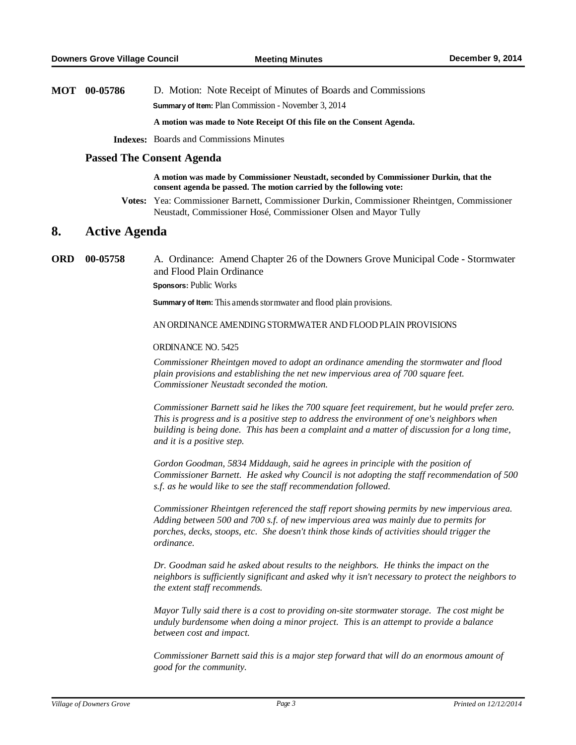**MOT 00-05786** D. Motion: Note Receipt of Minutes of Boards and Commissions

**Summary of Item:** Plan Commission - November 3, 2014

**A motion was made to Note Receipt Of this file on the Consent Agenda.**

**Indexes:** Boards and Commissions Minutes

### Passed The Consent Agenda

**A motion was made by Commissioner Neustadt, seconded by Commissioner Durkin, that the consent agenda be passed. The motion carried by the following vote:**

**Votes:** Yea: Commissioner Barnett, Commissioner Durkin, Commissioner Rheintgen, Commissioner Neustadt, Commissioner Hosé, Commissioner Olsen and Mayor Tully

## 8. Active Agenda

**ORD 00-05758** A. Ordinance: Amend Chapter 26 of the Downers Grove Municipal Code - Stormwater and Flood Plain Ordinance

**Sponsors:** Public Works

**Summary of Item:** This amends stormwater and flood plain provisions.

AN ORDINANCE AMENDING STORMWATER AND FLOOD PLAIN PROVISIONS

ORDINANCE NO. 5425

*Commissioner Rheintgen moved to adopt an ordinance amending the stormwater and flood plain provisions and establishing the net new impervious area of 700 square feet. Commissioner Neustadt seconded the motion.*

*Commissioner Barnett said he likes the 700 square feet requirement, but he would prefer zero. This is progress and is a positive step to address the environment of one's neighbors when building is being done. This has been a complaint and a matter of discussion for a long time, and it is a positive step.*

*Gordon Goodman, 5834 Middaugh, said he agrees in principle with the position of Commissioner Barnett. He asked why Council is not adopting the staff recommendation of 500 s.f. as he would like to see the staff recommendation followed.*

*Commissioner Rheintgen referenced the staff report showing permits by new impervious area. Adding between 500 and 700 s.f. of new impervious area was mainly due to permits for porches, decks, stoops, etc. She doesn't think those kinds of activities should trigger the ordinance.*

*Dr. Goodman said he asked about results to the neighbors. He thinks the impact on the neighbors is sufficiently significant and asked why it isn't necessary to protect the neighbors to the extent staff recommends.*

*Mayor Tully said there is a cost to providing on-site stormwater storage. The cost might be unduly burdensome when doing a minor project. This is an attempt to provide a balance between cost and impact.*

*Commissioner Barnett said this is a major step forward that will do an enormous amount of good for the community.*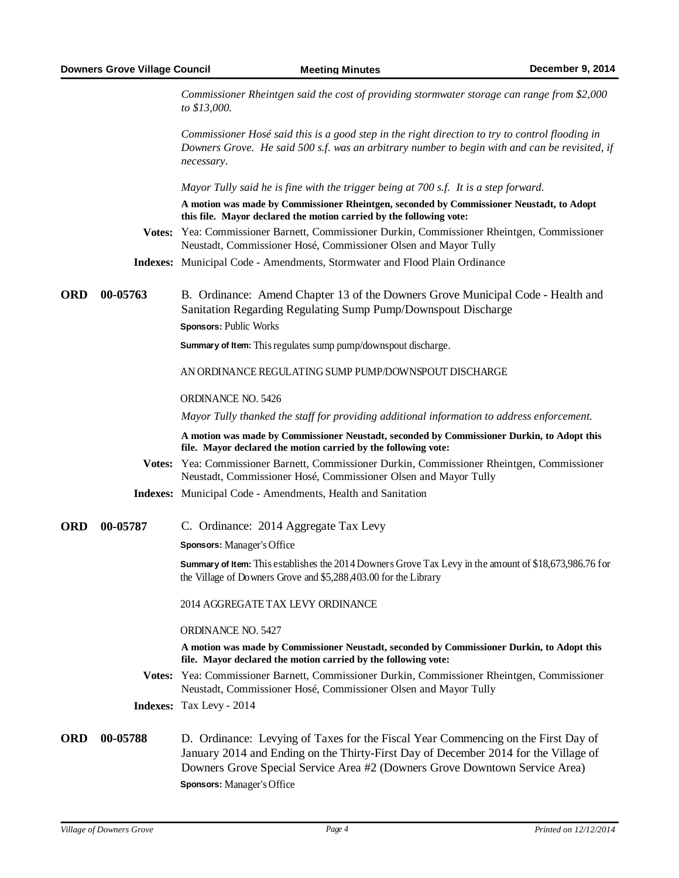*Commissioner Rheintgen said the cost of providing stormwater storage can range from $2,000 to $13,000.*

*Commissioner Hosé said this is a good step in the right direction to try to control flooding in Downers Grove. He said 500 s.f. was an arbitrary number to begin with and can be revisited, if necessary.*

*Mayor Tully said he is fine with the trigger being at 700 s.f. It is a step forward.*

**A motion was made by Commissioner Rheintgen, seconded by Commissioner Neustadt, to Adopt this file. Mayor declared the motion carried by the following vote:**

**Votes:** Yea: Commissioner Barnett, Commissioner Durkin, Commissioner Rheintgen, Commissioner Neustadt, Commissioner Hosé, Commissioner Olsen and Mayor Tully

**Indexes:** Municipal Code - Amendments, Stormwater and Flood Plain Ordinance

**ORD 00-05763** B. Ordinance: Amend Chapter 13 of the Downers Grove Municipal Code - Health and Sanitation Regarding Regulating Sump Pump/Downspout Discharge

**Sponsors:** Public Works

**Summary of Item:** This regulates sump pump/downspout discharge.

AN ORDINANCE REGULATING SUMP PUMP/DOWNSPOUT DISCHARGE

ORDINANCE NO. 5426

*Mayor Tully thanked the staff for providing additional information to address enforcement.*

**A motion was made by Commissioner Neustadt, seconded by Commissioner Durkin, to Adopt this file. Mayor declared the motion carried by the following vote:**

**Votes:** Yea: Commissioner Barnett, Commissioner Durkin, Commissioner Rheintgen, Commissioner Neustadt, Commissioner Hosé, Commissioner Olsen and Mayor Tully

**Indexes:** Municipal Code - Amendments, Health and Sanitation

**ORD 00-05787** C. Ordinance: 2014 Aggregate Tax Levy

**Sponsors:** Manager's Office

**Summary of Item:** This establishes the 2014 Downers Grove Tax Levy in the amount of $18,673,986.76 for the Village of Downers Grove and $5,288,403.00 for the Library

2014 AGGREGATE TAX LEVY ORDINANCE

ORDINANCE NO. 5427

**A motion was made by Commissioner Neustadt, seconded by Commissioner Durkin, to Adopt this file. Mayor declared the motion carried by the following vote:**

**Votes:** Yea: Commissioner Barnett, Commissioner Durkin, Commissioner Rheintgen, Commissioner Neustadt, Commissioner Hosé, Commissioner Olsen and Mayor Tully

**Indexes:** Tax Levy - 2014

**ORD 00-05788** D. Ordinance: Levying of Taxes for the Fiscal Year Commencing on the First Day of January 2014 and Ending on the Thirty-First Day of December 2014 for the Village of Downers Grove Special Service Area #2 (Downers Grove Downtown Service Area)

**Sponsors:** Manager's Office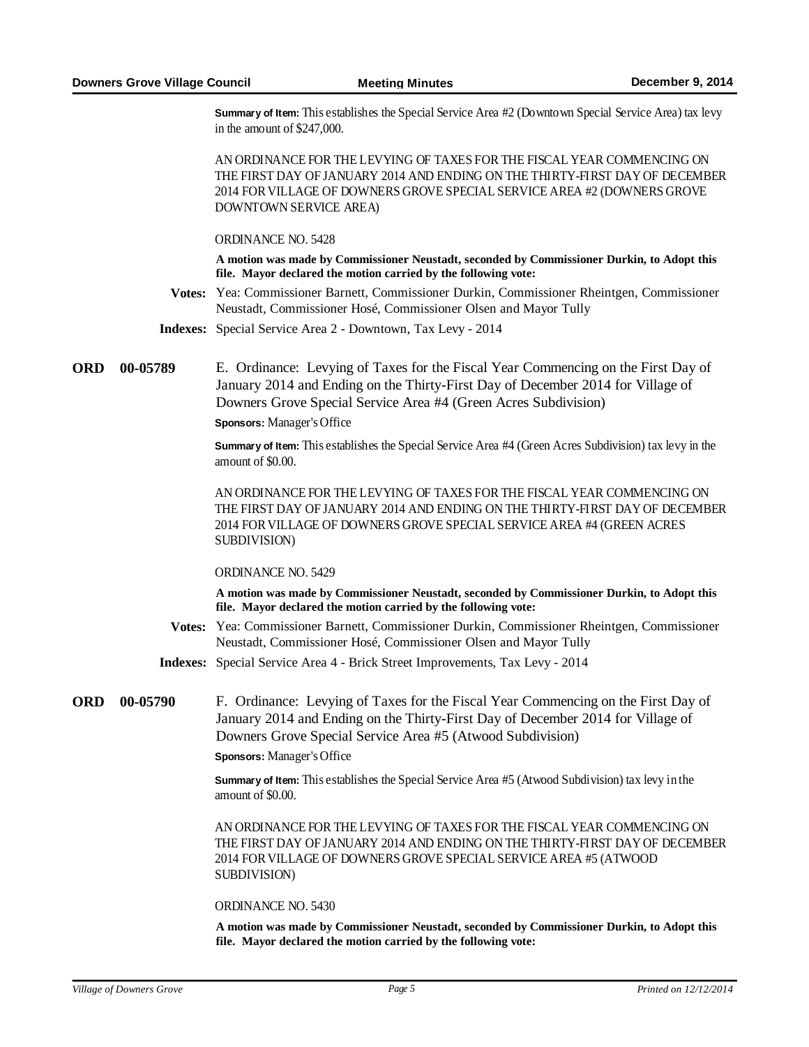**Summary of Item:** This establishes the Special Service Area #2 (Downtown Special Service Area) tax levy in the amount of $247,000.

AN ORDINANCE FOR THE LEVYING OF TAXES FOR THE FISCAL YEAR COMMENCING ON THE FIRST DAY OF JANUARY 2014 AND ENDING ON THE THIRTY-FIRST DAY OF DECEMBER 2014 FOR VILLAGE OF DOWNERS GROVE SPECIAL SERVICE AREA #2 (DOWNERS GROVE DOWNTOWN SERVICE AREA)

ORDINANCE NO. 5428

**A motion was made by Commissioner Neustadt, seconded by Commissioner Durkin, to Adopt this file. Mayor declared the motion carried by the following vote:**

**Votes:** Yea: Commissioner Barnett, Commissioner Durkin, Commissioner Rheintgen, Commissioner Neustadt, Commissioner Hosé, Commissioner Olsen and Mayor Tully

**Indexes:** Special Service Area 2 - Downtown, Tax Levy - 2014

**ORD 00-05789**

E. Ordinance: Levying of Taxes for the Fiscal Year Commencing on the First Day of January 2014 and Ending on the Thirty-First Day of December 2014 for Village of Downers Grove Special Service Area #4 (Green Acres Subdivision)

**Sponsors:** Manager's Office

**Summary of Item:** This establishes the Special Service Area #4 (Green Acres Subdivision) tax levy in the amount of $0.00.

AN ORDINANCE FOR THE LEVYING OF TAXES FOR THE FISCAL YEAR COMMENCING ON THE FIRST DAY OF JANUARY 2014 AND ENDING ON THE THIRTY-FIRST DAY OF DECEMBER 2014 FOR VILLAGE OF DOWNERS GROVE SPECIAL SERVICE AREA #4 (GREEN ACRES SUBDIVISION)

ORDINANCE NO. 5429

**A motion was made by Commissioner Neustadt, seconded by Commissioner Durkin, to Adopt this file. Mayor declared the motion carried by the following vote:**

**Votes:** Yea: Commissioner Barnett, Commissioner Durkin, Commissioner Rheintgen, Commissioner Neustadt, Commissioner Hosé, Commissioner Olsen and Mayor Tully

**Indexes:** Special Service Area 4 - Brick Street Improvements, Tax Levy - 2014

**ORD 00-05790**

F. Ordinance: Levying of Taxes for the Fiscal Year Commencing on the First Day of January 2014 and Ending on the Thirty-First Day of December 2014 for Village of Downers Grove Special Service Area #5 (Atwood Subdivision)

**Sponsors:** Manager's Office

**Summary of Item:** This establishes the Special Service Area #5 (Atwood Subdivision) tax levy in the amount of $0.00.

AN ORDINANCE FOR THE LEVYING OF TAXES FOR THE FISCAL YEAR COMMENCING ON THE FIRST DAY OF JANUARY 2014 AND ENDING ON THE THIRTY-FIRST DAY OF DECEMBER 2014 FOR VILLAGE OF DOWNERS GROVE SPECIAL SERVICE AREA #5 (ATWOOD SUBDIVISION)

ORDINANCE NO. 5430

**A motion was made by Commissioner Neustadt, seconded by Commissioner Durkin, to Adopt this file. Mayor declared the motion carried by the following vote:**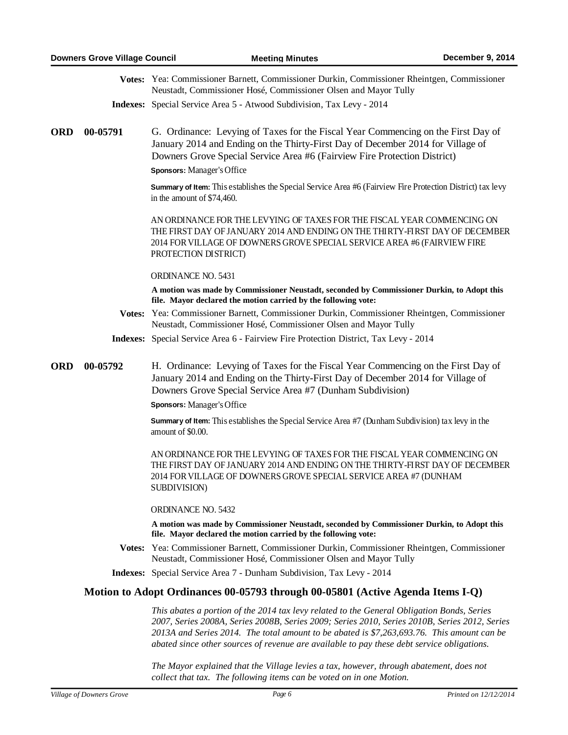**Votes:** Yea: Commissioner Barnett, Commissioner Durkin, Commissioner Rheintgen, Commissioner Neustadt, Commissioner Hosé, Commissioner Olsen and Mayor Tully

**Indexes:** Special Service Area 5 - Atwood Subdivision, Tax Levy - 2014

**ORD 00-05791** G. Ordinance: Levying of Taxes for the Fiscal Year Commencing on the First Day of January 2014 and Ending on the Thirty-First Day of December 2014 for Village of Downers Grove Special Service Area #6 (Fairview Fire Protection District)

**Sponsors:** Manager's Office

**Summary of Item:** This establishes the Special Service Area #6 (Fairview Fire Protection District) tax levy in the amount of $74,460.

AN ORDINANCE FOR THE LEVYING OF TAXES FOR THE FISCAL YEAR COMMENCING ON THE FIRST DAY OF JANUARY 2014 AND ENDING ON THE THIRTY-FIRST DAY OF DECEMBER 2014 FOR VILLAGE OF DOWNERS GROVE SPECIAL SERVICE AREA #6 (FAIRVIEW FIRE PROTECTION DISTRICT)

ORDINANCE NO. 5431

**A motion was made by Commissioner Neustadt, seconded by Commissioner Durkin, to Adopt this file. Mayor declared the motion carried by the following vote:**

**Votes:** Yea: Commissioner Barnett, Commissioner Durkin, Commissioner Rheintgen, Commissioner Neustadt, Commissioner Hosé, Commissioner Olsen and Mayor Tully

**Indexes:** Special Service Area 6 - Fairview Fire Protection District, Tax Levy - 2014

**ORD 00-05792** H. Ordinance: Levying of Taxes for the Fiscal Year Commencing on the First Day of January 2014 and Ending on the Thirty-First Day of December 2014 for Village of Downers Grove Special Service Area #7 (Dunham Subdivision)

**Sponsors:** Manager's Office

**Summary of Item:** This establishes the Special Service Area #7 (Dunham Subdivision) tax levy in the amount of $0.00.

AN ORDINANCE FOR THE LEVYING OF TAXES FOR THE FISCAL YEAR COMMENCING ON THE FIRST DAY OF JANUARY 2014 AND ENDING ON THE THIRTY-FIRST DAY OF DECEMBER 2014 FOR VILLAGE OF DOWNERS GROVE SPECIAL SERVICE AREA #7 (DUNHAM SUBDIVISION)

ORDINANCE NO. 5432

**A motion was made by Commissioner Neustadt, seconded by Commissioner Durkin, to Adopt this file. Mayor declared the motion carried by the following vote:**

**Votes:** Yea: Commissioner Barnett, Commissioner Durkin, Commissioner Rheintgen, Commissioner Neustadt, Commissioner Hosé, Commissioner Olsen and Mayor Tully

**Indexes:** Special Service Area 7 - Dunham Subdivision, Tax Levy - 2014

## Motion to Adopt Ordinances 00-05793 through 00-05801 (Active Agenda Items I-Q)

*This abates a portion of the 2014 tax levy related to the General Obligation Bonds, Series 2007, Series 2008A, Series 2008B, Series 2009; Series 2010, Series 2010B, Series 2012, Series 2013A and Series 2014. The total amount to be abated is $7,263,693.76. This amount can be abated since other sources of revenue are available to pay these debt service obligations.*

*The Mayor explained that the Village levies a tax, however, through abatement, does not collect that tax. The following items can be voted on in one Motion.*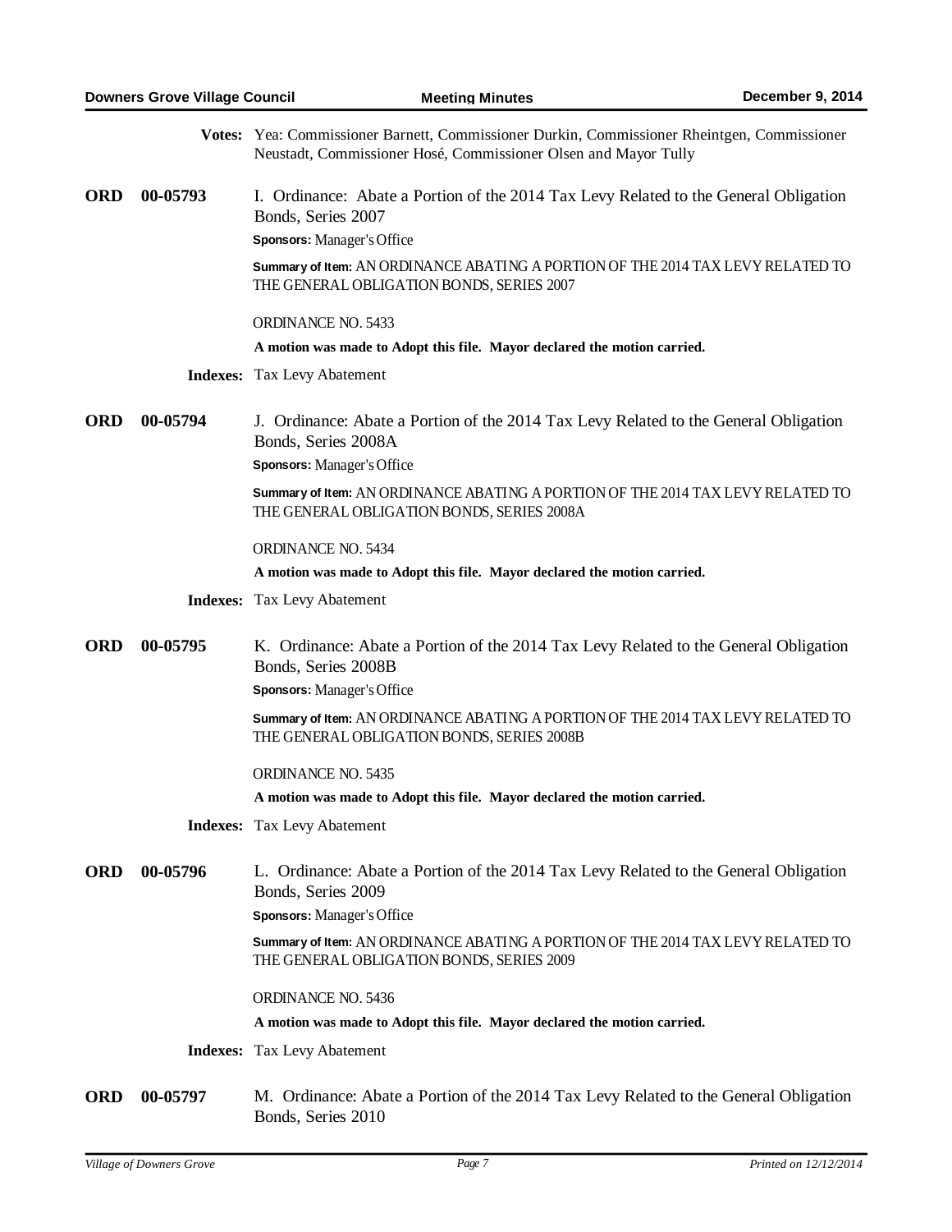**Votes:** Yea: Commissioner Barnett, Commissioner Durkin, Commissioner Rheintgen, Commissioner Neustadt, Commissioner Hosé, Commissioner Olsen and Mayor Tully

**ORD 00-05793** I. Ordinance: Abate a Portion of the 2014 Tax Levy Related to the General Obligation Bonds, Series 2007

**Sponsors:** Manager's Office

**Summary of Item:** AN ORDINANCE ABATING A PORTION OF THE 2014 TAX LEVY RELATED TO THE GENERAL OBLIGATION BONDS, SERIES 2007

ORDINANCE NO. 5433

**A motion was made to Adopt this file. Mayor declared the motion carried.**

**Indexes:** Tax Levy Abatement

**ORD 00-05794** J. Ordinance: Abate a Portion of the 2014 Tax Levy Related to the General Obligation Bonds, Series 2008A

**Sponsors:** Manager's Office

**Summary of Item:** AN ORDINANCE ABATING A PORTION OF THE 2014 TAX LEVY RELATED TO THE GENERAL OBLIGATION BONDS, SERIES 2008A

ORDINANCE NO. 5434

**A motion was made to Adopt this file. Mayor declared the motion carried.**

**Indexes:** Tax Levy Abatement

**ORD 00-05795** K. Ordinance: Abate a Portion of the 2014 Tax Levy Related to the General Obligation Bonds, Series 2008B

**Sponsors:** Manager's Office

**Summary of Item:** AN ORDINANCE ABATING A PORTION OF THE 2014 TAX LEVY RELATED TO THE GENERAL OBLIGATION BONDS, SERIES 2008B

ORDINANCE NO. 5435

**A motion was made to Adopt this file. Mayor declared the motion carried.**

**Indexes:** Tax Levy Abatement

**ORD 00-05796** L. Ordinance: Abate a Portion of the 2014 Tax Levy Related to the General Obligation Bonds, Series 2009

**Sponsors:** Manager's Office

**Summary of Item:** AN ORDINANCE ABATING A PORTION OF THE 2014 TAX LEVY RELATED TO THE GENERAL OBLIGATION BONDS, SERIES 2009

ORDINANCE NO. 5436

**A motion was made to Adopt this file. Mayor declared the motion carried.**

**Indexes:** Tax Levy Abatement

**ORD 00-05797** M. Ordinance: Abate a Portion of the 2014 Tax Levy Related to the General Obligation Bonds, Series 2010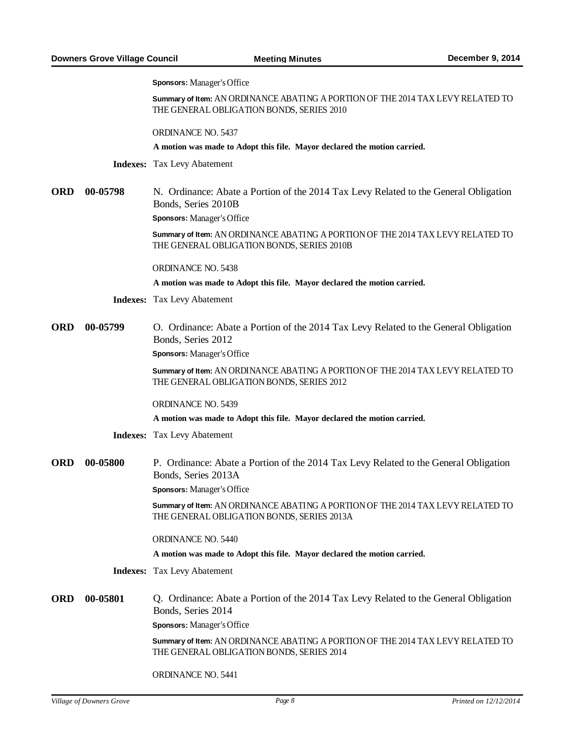**Sponsors:** Manager's Office

**Summary of Item:** AN ORDINANCE ABATING A PORTION OF THE 2014 TAX LEVY RELATED TO THE GENERAL OBLIGATION BONDS, SERIES 2010

ORDINANCE NO. 5437

**A motion was made to Adopt this file. Mayor declared the motion carried.**

**Indexes:** Tax Levy Abatement

**ORD 00-05798** N. Ordinance: Abate a Portion of the 2014 Tax Levy Related to the General Obligation Bonds, Series 2010B

**Sponsors:** Manager's Office

**Summary of Item:** AN ORDINANCE ABATING A PORTION OF THE 2014 TAX LEVY RELATED TO THE GENERAL OBLIGATION BONDS, SERIES 2010B

ORDINANCE NO. 5438

**A motion was made to Adopt this file. Mayor declared the motion carried.**

**Indexes:** Tax Levy Abatement

**ORD 00-05799** O. Ordinance: Abate a Portion of the 2014 Tax Levy Related to the General Obligation Bonds, Series 2012

**Sponsors:** Manager's Office

**Summary of Item:** AN ORDINANCE ABATING A PORTION OF THE 2014 TAX LEVY RELATED TO THE GENERAL OBLIGATION BONDS, SERIES 2012

ORDINANCE NO. 5439

**A motion was made to Adopt this file. Mayor declared the motion carried.**

**Indexes:** Tax Levy Abatement

**ORD 00-05800** P. Ordinance: Abate a Portion of the 2014 Tax Levy Related to the General Obligation Bonds, Series 2013A

**Sponsors:** Manager's Office

**Summary of Item:** AN ORDINANCE ABATING A PORTION OF THE 2014 TAX LEVY RELATED TO THE GENERAL OBLIGATION BONDS, SERIES 2013A

ORDINANCE NO. 5440

**A motion was made to Adopt this file. Mayor declared the motion carried.**

**Indexes:** Tax Levy Abatement

**ORD 00-05801** Q. Ordinance: Abate a Portion of the 2014 Tax Levy Related to the General Obligation Bonds, Series 2014

**Sponsors:** Manager's Office

**Summary of Item:** AN ORDINANCE ABATING A PORTION OF THE 2014 TAX LEVY RELATED TO THE GENERAL OBLIGATION BONDS, SERIES 2014

ORDINANCE NO. 5441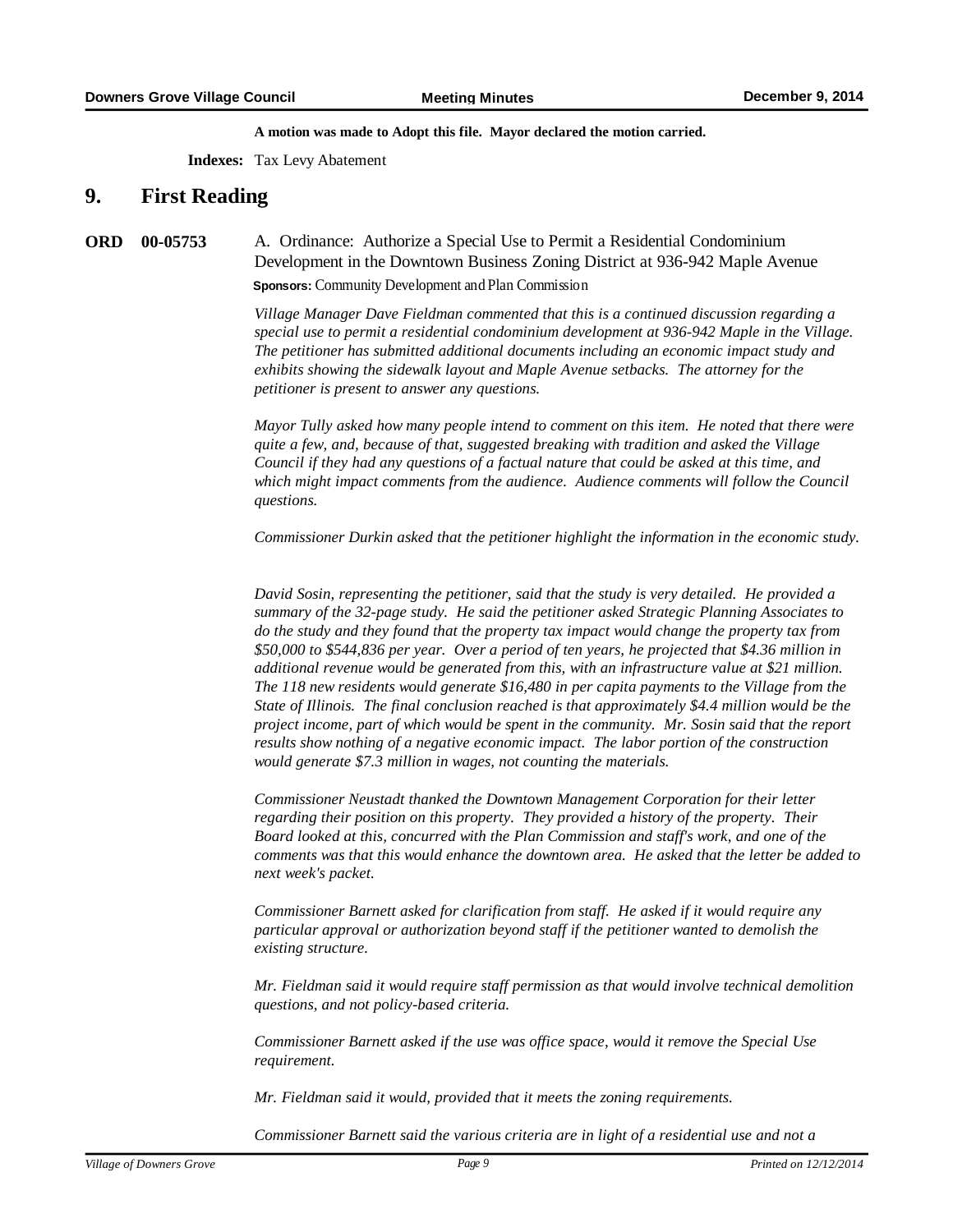**A motion was made to Adopt this file. Mayor declared the motion carried.**

**Indexes:** Tax Levy Abatement

## 9. First Reading

**ORD 00-05753** A. Ordinance: Authorize a Special Use to Permit a Residential Condominium Development in the Downtown Business Zoning District at 936-942 Maple Avenue

**Sponsors:** Community Development and Plan Commission

*Village Manager Dave Fieldman commented that this is a continued discussion regarding a special use to permit a residential condominium development at 936-942 Maple in the Village. The petitioner has submitted additional documents including an economic impact study and exhibits showing the sidewalk layout and Maple Avenue setbacks. The attorney for the petitioner is present to answer any questions.*

*Mayor Tully asked how many people intend to comment on this item. He noted that there were quite a few, and, because of that, suggested breaking with tradition and asked the Village Council if they had any questions of a factual nature that could be asked at this time, and which might impact comments from the audience. Audience comments will follow the Council questions.*

*Commissioner Durkin asked that the petitioner highlight the information in the economic study.*

*David Sosin, representing the petitioner, said that the study is very detailed. He provided a summary of the 32-page study. He said the petitioner asked Strategic Planning Associates to do the study and they found that the property tax impact would change the property tax from $50,000 to $544,836 per year. Over a period of ten years, he projected that $4.36 million in additional revenue would be generated from this, with an infrastructure value at $21 million. The 118 new residents would generate $16,480 in per capita payments to the Village from the State of Illinois. The final conclusion reached is that approximately $4.4 million would be the project income, part of which would be spent in the community. Mr. Sosin said that the report results show nothing of a negative economic impact. The labor portion of the construction would generate $7.3 million in wages, not counting the materials.*

*Commissioner Neustadt thanked the Downtown Management Corporation for their letter regarding their position on this property. They provided a history of the property. Their Board looked at this, concurred with the Plan Commission and staff's work, and one of the comments was that this would enhance the downtown area. He asked that the letter be added to next week's packet.*

*Commissioner Barnett asked for clarification from staff. He asked if it would require any particular approval or authorization beyond staff if the petitioner wanted to demolish the existing structure.*

*Mr. Fieldman said it would require staff permission as that would involve technical demolition questions, and not policy-based criteria.*

*Commissioner Barnett asked if the use was office space, would it remove the Special Use requirement.*

*Mr. Fieldman said it would, provided that it meets the zoning requirements.*

*Commissioner Barnett said the various criteria are in light of a residential use and not a*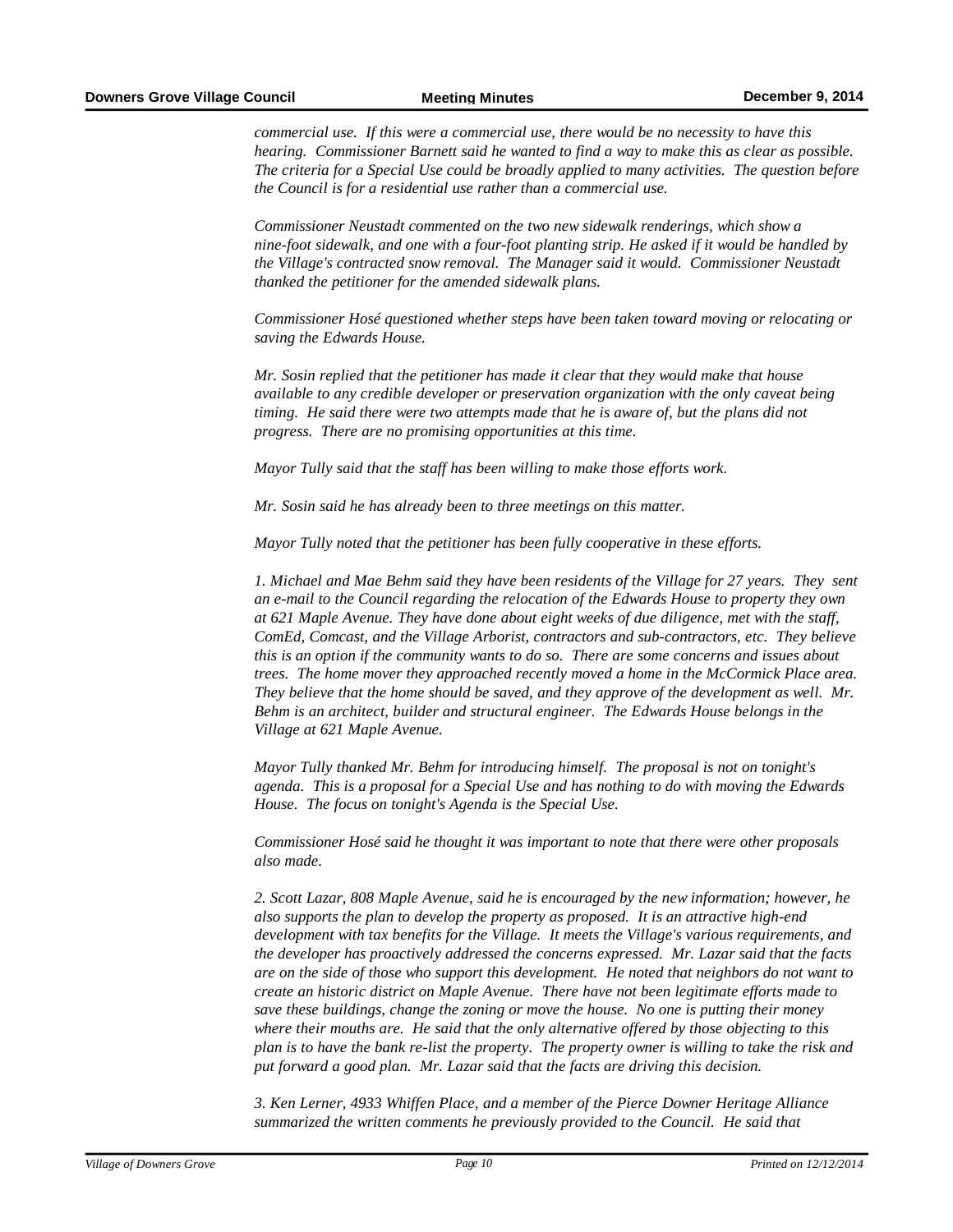*commercial use. If this were a commercial use, there would be no necessity to have this hearing. Commissioner Barnett said he wanted to find a way to make this as clear as possible. The criteria for a Special Use could be broadly applied to many activities. The question before the Council is for a residential use rather than a commercial use.*

*Commissioner Neustadt commented on the two new sidewalk renderings, which show a nine-foot sidewalk, and one with a four-foot planting strip. He asked if it would be handled by the Village's contracted snow removal. The Manager said it would. Commissioner Neustadt thanked the petitioner for the amended sidewalk plans.*

*Commissioner Hosé questioned whether steps have been taken toward moving or relocating or saving the Edwards House.*

*Mr. Sosin replied that the petitioner has made it clear that they would make that house available to any credible developer or preservation organization with the only caveat being timing. He said there were two attempts made that he is aware of, but the plans did not progress. There are no promising opportunities at this time.*

*Mayor Tully said that the staff has been willing to make those efforts work.*

*Mr. Sosin said he has already been to three meetings on this matter.*

*Mayor Tully noted that the petitioner has been fully cooperative in these efforts.*

*1. Michael and Mae Behm said they have been residents of the Village for 27 years. They sent an e-mail to the Council regarding the relocation of the Edwards House to property they own at 621 Maple Avenue. They have done about eight weeks of due diligence, met with the staff, ComEd, Comcast, and the Village Arborist, contractors and sub-contractors, etc. They believe this is an option if the community wants to do so. There are some concerns and issues about trees. The home mover they approached recently moved a home in the McCormick Place area. They believe that the home should be saved, and they approve of the development as well. Mr. Behm is an architect, builder and structural engineer. The Edwards House belongs in the Village at 621 Maple Avenue.*

*Mayor Tully thanked Mr. Behm for introducing himself. The proposal is not on tonight's agenda. This is a proposal for a Special Use and has nothing to do with moving the Edwards House. The focus on tonight's Agenda is the Special Use.*

*Commissioner Hosé said he thought it was important to note that there were other proposals also made.*

*2. Scott Lazar, 808 Maple Avenue, said he is encouraged by the new information; however, he also supports the plan to develop the property as proposed. It is an attractive high-end development with tax benefits for the Village. It meets the Village's various requirements, and the developer has proactively addressed the concerns expressed. Mr. Lazar said that the facts are on the side of those who support this development. He noted that neighbors do not want to create an historic district on Maple Avenue. There have not been legitimate efforts made to save these buildings, change the zoning or move the house. No one is putting their money where their mouths are. He said that the only alternative offered by those objecting to this plan is to have the bank re-list the property. The property owner is willing to take the risk and put forward a good plan. Mr. Lazar said that the facts are driving this decision.*

*3. Ken Lerner, 4933 Whiffen Place, and a member of the Pierce Downer Heritage Alliance summarized the written comments he previously provided to the Council. He said that*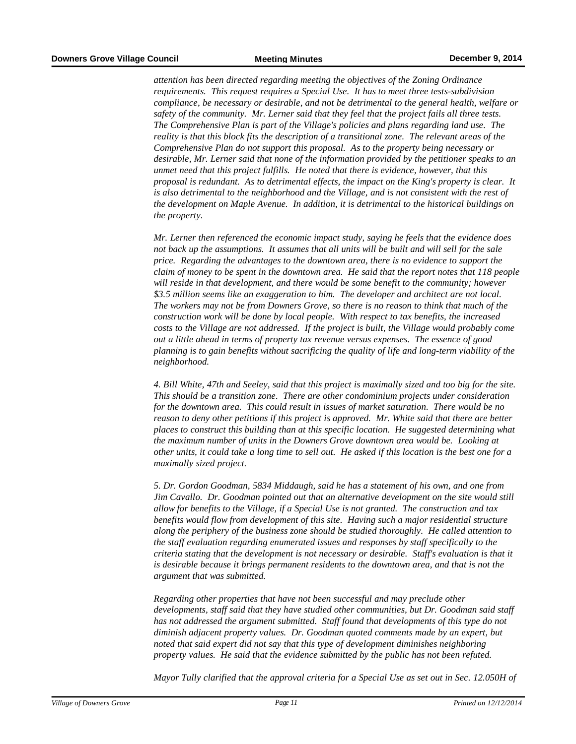*attention has been directed regarding meeting the objectives of the Zoning Ordinance requirements. This request requires a Special Use. It has to meet three tests-subdivision compliance, be necessary or desirable, and not be detrimental to the general health, welfare or safety of the community. Mr. Lerner said that they feel that the project fails all three tests. The Comprehensive Plan is part of the Village's policies and plans regarding land use. The reality is that this block fits the description of a transitional zone. The relevant areas of the Comprehensive Plan do not support this proposal. As to the property being necessary or desirable, Mr. Lerner said that none of the information provided by the petitioner speaks to an unmet need that this project fulfills. He noted that there is evidence, however, that this proposal is redundant. As to detrimental effects, the impact on the King's property is clear. It is also detrimental to the neighborhood and the Village, and is not consistent with the rest of the development on Maple Avenue. In addition, it is detrimental to the historical buildings on the property.*

*Mr. Lerner then referenced the economic impact study, saying he feels that the evidence does not back up the assumptions. It assumes that all units will be built and will sell for the sale price. Regarding the advantages to the downtown area, there is no evidence to support the claim of money to be spent in the downtown area. He said that the report notes that 118 people will reside in that development, and there would be some benefit to the community; however $3.5 million seems like an exaggeration to him. The developer and architect are not local. The workers may not be from Downers Grove, so there is no reason to think that much of the construction work will be done by local people. With respect to tax benefits, the increased costs to the Village are not addressed. If the project is built, the Village would probably come out a little ahead in terms of property tax revenue versus expenses. The essence of good planning is to gain benefits without sacrificing the quality of life and long-term viability of the neighborhood.*

*4. Bill White, 47th and Seeley, said that this project is maximally sized and too big for the site. This should be a transition zone. There are other condominium projects under consideration for the downtown area. This could result in issues of market saturation. There would be no reason to deny other petitions if this project is approved. Mr. White said that there are better places to construct this building than at this specific location. He suggested determining what the maximum number of units in the Downers Grove downtown area would be. Looking at other units, it could take a long time to sell out. He asked if this location is the best one for a maximally sized project.*

*5. Dr. Gordon Goodman, 5834 Middaugh, said he has a statement of his own, and one from Jim Cavallo. Dr. Goodman pointed out that an alternative development on the site would still allow for benefits to the Village, if a Special Use is not granted. The construction and tax benefits would flow from development of this site. Having such a major residential structure along the periphery of the business zone should be studied thoroughly. He called attention to the staff evaluation regarding enumerated issues and responses by staff specifically to the criteria stating that the development is not necessary or desirable. Staff's evaluation is that it is desirable because it brings permanent residents to the downtown area, and that is not the argument that was submitted.*

*Regarding other properties that have not been successful and may preclude other developments, staff said that they have studied other communities, but Dr. Goodman said staff has not addressed the argument submitted. Staff found that developments of this type do not diminish adjacent property values. Dr. Goodman quoted comments made by an expert, but noted that said expert did not say that this type of development diminishes neighboring property values. He said that the evidence submitted by the public has not been refuted.*

*Mayor Tully clarified that the approval criteria for a Special Use as set out in Sec. 12.050H of*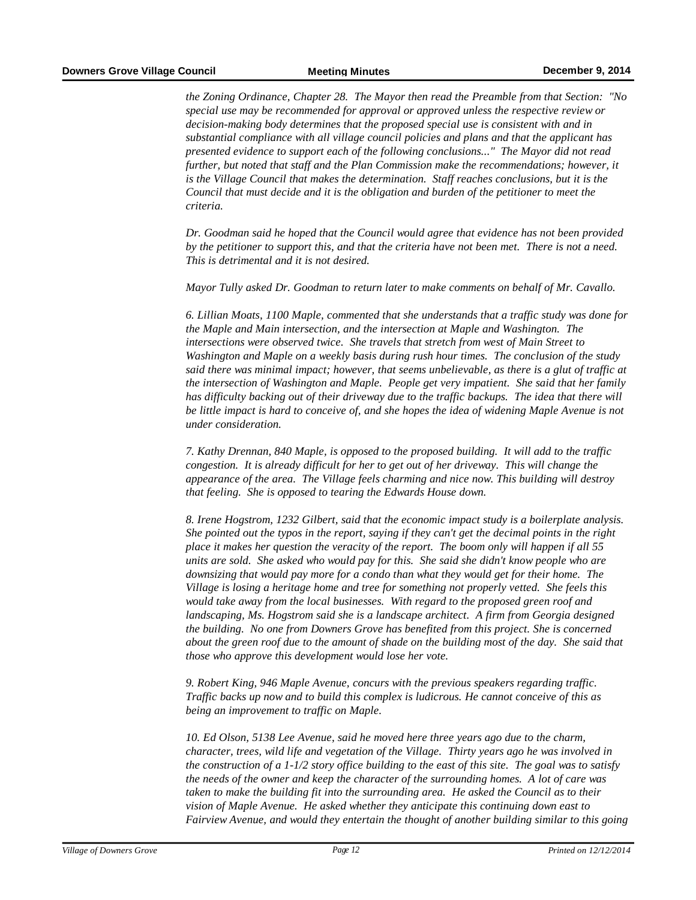*the Zoning Ordinance, Chapter 28. The Mayor then read the Preamble from that Section: "No special use may be recommended for approval or approved unless the respective review or decision-making body determines that the proposed special use is consistent with and in substantial compliance with all village council policies and plans and that the applicant has presented evidence to support each of the following conclusions..." The Mayor did not read further, but noted that staff and the Plan Commission make the recommendations; however, it is the Village Council that makes the determination. Staff reaches conclusions, but it is the Council that must decide and it is the obligation and burden of the petitioner to meet the criteria.*

*Dr. Goodman said he hoped that the Council would agree that evidence has not been provided by the petitioner to support this, and that the criteria have not been met. There is not a need. This is detrimental and it is not desired.*

*Mayor Tully asked Dr. Goodman to return later to make comments on behalf of Mr. Cavallo.*

*6. Lillian Moats, 1100 Maple, commented that she understands that a traffic study was done for the Maple and Main intersection, and the intersection at Maple and Washington. The intersections were observed twice. She travels that stretch from west of Main Street to Washington and Maple on a weekly basis during rush hour times. The conclusion of the study said there was minimal impact; however, that seems unbelievable, as there is a glut of traffic at the intersection of Washington and Maple. People get very impatient. She said that her family has difficulty backing out of their driveway due to the traffic backups. The idea that there will be little impact is hard to conceive of, and she hopes the idea of widening Maple Avenue is not under consideration.*

*7. Kathy Drennan, 840 Maple, is opposed to the proposed building. It will add to the traffic congestion. It is already difficult for her to get out of her driveway. This will change the appearance of the area. The Village feels charming and nice now. This building will destroy that feeling. She is opposed to tearing the Edwards House down.*

*8. Irene Hogstrom, 1232 Gilbert, said that the economic impact study is a boilerplate analysis. She pointed out the typos in the report, saying if they can't get the decimal points in the right place it makes her question the veracity of the report. The boom only will happen if all 55 units are sold. She asked who would pay for this. She said she didn't know people who are downsizing that would pay more for a condo than what they would get for their home. The Village is losing a heritage home and tree for something not properly vetted. She feels this would take away from the local businesses. With regard to the proposed green roof and landscaping, Ms. Hogstrom said she is a landscape architect. A firm from Georgia designed the building. No one from Downers Grove has benefited from this project. She is concerned about the green roof due to the amount of shade on the building most of the day. She said that those who approve this development would lose her vote.*

*9. Robert King, 946 Maple Avenue, concurs with the previous speakers regarding traffic. Traffic backs up now and to build this complex is ludicrous. He cannot conceive of this as being an improvement to traffic on Maple.*

*10. Ed Olson, 5138 Lee Avenue, said he moved here three years ago due to the charm, character, trees, wild life and vegetation of the Village. Thirty years ago he was involved in the construction of a 1-1/2 story office building to the east of this site. The goal was to satisfy the needs of the owner and keep the character of the surrounding homes. A lot of care was taken to make the building fit into the surrounding area. He asked the Council as to their vision of Maple Avenue. He asked whether they anticipate this continuing down east to Fairview Avenue, and would they entertain the thought of another building similar to this going*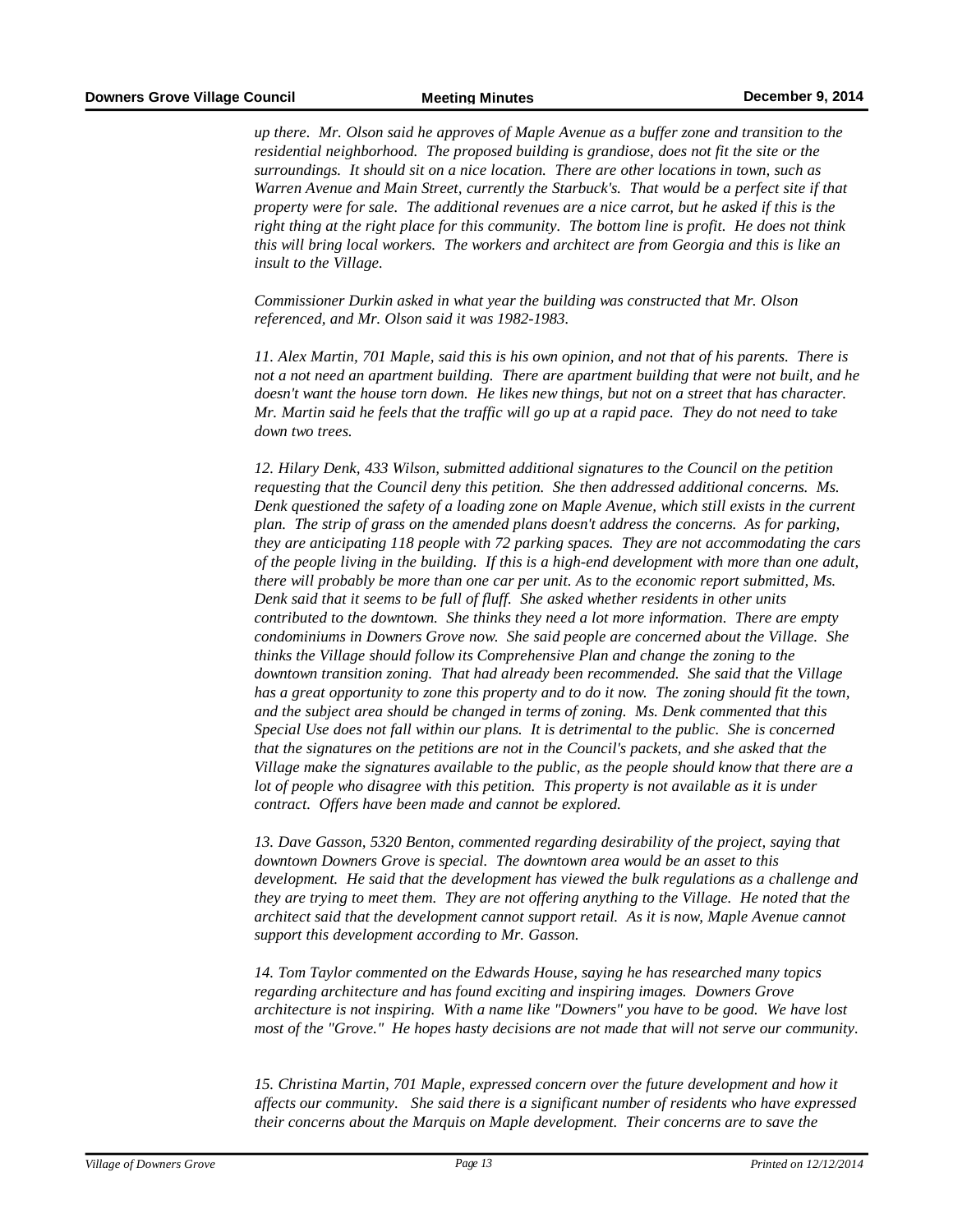*up there. Mr. Olson said he approves of Maple Avenue as a buffer zone and transition to the residential neighborhood. The proposed building is grandiose, does not fit the site or the surroundings. It should sit on a nice location. There are other locations in town, such as Warren Avenue and Main Street, currently the Starbuck's. That would be a perfect site if that property were for sale. The additional revenues are a nice carrot, but he asked if this is the right thing at the right place for this community. The bottom line is profit. He does not think this will bring local workers. The workers and architect are from Georgia and this is like an insult to the Village.*

*Commissioner Durkin asked in what year the building was constructed that Mr. Olson referenced, and Mr. Olson said it was 1982-1983.*

*11. Alex Martin, 701 Maple, said this is his own opinion, and not that of his parents. There is not a not need an apartment building. There are apartment building that were not built, and he doesn't want the house torn down. He likes new things, but not on a street that has character. Mr. Martin said he feels that the traffic will go up at a rapid pace. They do not need to take down two trees.*

*12. Hilary Denk, 433 Wilson, submitted additional signatures to the Council on the petition requesting that the Council deny this petition. She then addressed additional concerns. Ms. Denk questioned the safety of a loading zone on Maple Avenue, which still exists in the current plan. The strip of grass on the amended plans doesn't address the concerns. As for parking, they are anticipating 118 people with 72 parking spaces. They are not accommodating the cars of the people living in the building. If this is a high-end development with more than one adult, there will probably be more than one car per unit. As to the economic report submitted, Ms. Denk said that it seems to be full of fluff. She asked whether residents in other units contributed to the downtown. She thinks they need a lot more information. There are empty condominiums in Downers Grove now. She said people are concerned about the Village. She thinks the Village should follow its Comprehensive Plan and change the zoning to the downtown transition zoning. That had already been recommended. She said that the Village has a great opportunity to zone this property and to do it now. The zoning should fit the town, and the subject area should be changed in terms of zoning. Ms. Denk commented that this Special Use does not fall within our plans. It is detrimental to the public. She is concerned that the signatures on the petitions are not in the Council's packets, and she asked that the Village make the signatures available to the public, as the people should know that there are a lot of people who disagree with this petition. This property is not available as it is under contract. Offers have been made and cannot be explored.*

*13. Dave Gasson, 5320 Benton, commented regarding desirability of the project, saying that downtown Downers Grove is special. The downtown area would be an asset to this development. He said that the development has viewed the bulk regulations as a challenge and they are trying to meet them. They are not offering anything to the Village. He noted that the architect said that the development cannot support retail. As it is now, Maple Avenue cannot support this development according to Mr. Gasson.*

*14. Tom Taylor commented on the Edwards House, saying he has researched many topics regarding architecture and has found exciting and inspiring images. Downers Grove architecture is not inspiring. With a name like "Downers" you have to be good. We have lost most of the "Grove." He hopes hasty decisions are not made that will not serve our community.*

*15. Christina Martin, 701 Maple, expressed concern over the future development and how it affects our community. She said there is a significant number of residents who have expressed their concerns about the Marquis on Maple development. Their concerns are to save the*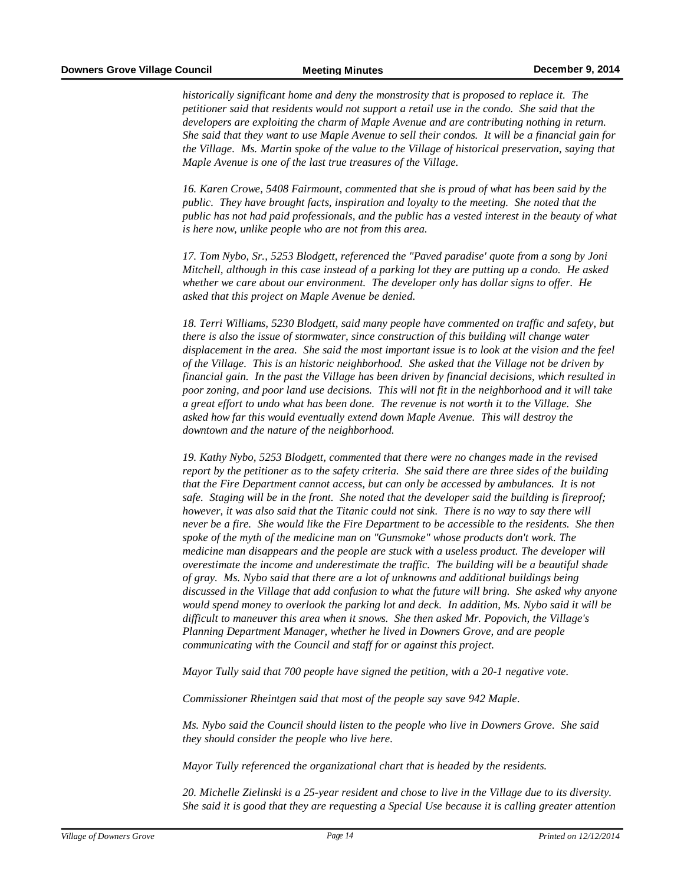*historically significant home and deny the monstrosity that is proposed to replace it. The petitioner said that residents would not support a retail use in the condo. She said that the developers are exploiting the charm of Maple Avenue and are contributing nothing in return. She said that they want to use Maple Avenue to sell their condos. It will be a financial gain for the Village. Ms. Martin spoke of the value to the Village of historical preservation, saying that Maple Avenue is one of the last true treasures of the Village.*

*16. Karen Crowe, 5408 Fairmount, commented that she is proud of what has been said by the public. They have brought facts, inspiration and loyalty to the meeting. She noted that the public has not had paid professionals, and the public has a vested interest in the beauty of what is here now, unlike people who are not from this area.*

*17. Tom Nybo, Sr., 5253 Blodgett, referenced the "Paved paradise' quote from a song by Joni Mitchell, although in this case instead of a parking lot they are putting up a condo. He asked whether we care about our environment. The developer only has dollar signs to offer. He asked that this project on Maple Avenue be denied.*

*18. Terri Williams, 5230 Blodgett, said many people have commented on traffic and safety, but there is also the issue of stormwater, since construction of this building will change water displacement in the area. She said the most important issue is to look at the vision and the feel of the Village. This is an historic neighborhood. She asked that the Village not be driven by financial gain. In the past the Village has been driven by financial decisions, which resulted in poor zoning, and poor land use decisions. This will not fit in the neighborhood and it will take a great effort to undo what has been done. The revenue is not worth it to the Village. She asked how far this would eventually extend down Maple Avenue. This will destroy the downtown and the nature of the neighborhood.*

*19. Kathy Nybo, 5253 Blodgett, commented that there were no changes made in the revised report by the petitioner as to the safety criteria. She said there are three sides of the building that the Fire Department cannot access, but can only be accessed by ambulances. It is not safe. Staging will be in the front. She noted that the developer said the building is fireproof; however, it was also said that the Titanic could not sink. There is no way to say there will never be a fire. She would like the Fire Department to be accessible to the residents. She then spoke of the myth of the medicine man on "Gunsmoke" whose products don't work. The medicine man disappears and the people are stuck with a useless product. The developer will overestimate the income and underestimate the traffic. The building will be a beautiful shade of gray. Ms. Nybo said that there are a lot of unknowns and additional buildings being discussed in the Village that add confusion to what the future will bring. She asked why anyone would spend money to overlook the parking lot and deck. In addition, Ms. Nybo said it will be difficult to maneuver this area when it snows. She then asked Mr. Popovich, the Village's Planning Department Manager, whether he lived in Downers Grove, and are people communicating with the Council and staff for or against this project.*

*Mayor Tully said that 700 people have signed the petition, with a 20-1 negative vote.*

*Commissioner Rheintgen said that most of the people say save 942 Maple.*

*Ms. Nybo said the Council should listen to the people who live in Downers Grove. She said they should consider the people who live here.*

*Mayor Tully referenced the organizational chart that is headed by the residents.*

*20. Michelle Zielinski is a 25-year resident and chose to live in the Village due to its diversity. She said it is good that they are requesting a Special Use because it is calling greater attention*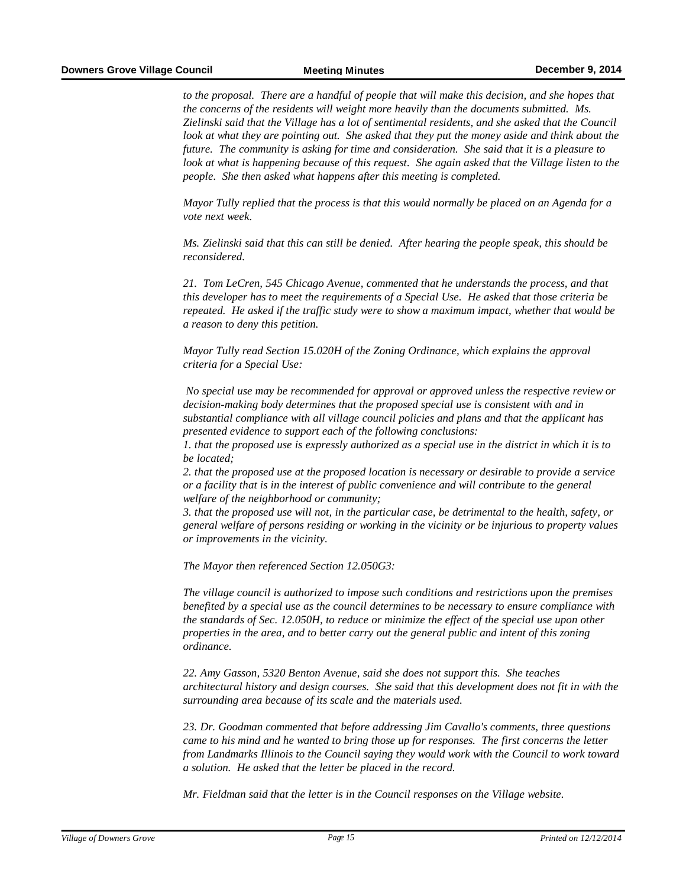*to the proposal. There are a handful of people that will make this decision, and she hopes that the concerns of the residents will weight more heavily than the documents submitted. Ms. Zielinski said that the Village has a lot of sentimental residents, and she asked that the Council look at what they are pointing out. She asked that they put the money aside and think about the future. The community is asking for time and consideration. She said that it is a pleasure to look at what is happening because of this request. She again asked that the Village listen to the people. She then asked what happens after this meeting is completed.*

*Mayor Tully replied that the process is that this would normally be placed on an Agenda for a vote next week.*

*Ms. Zielinski said that this can still be denied. After hearing the people speak, this should be reconsidered.*

*21. Tom LeCren, 545 Chicago Avenue, commented that he understands the process, and that this developer has to meet the requirements of a Special Use. He asked that those criteria be repeated. He asked if the traffic study were to show a maximum impact, whether that would be a reason to deny this petition.*

*Mayor Tully read Section 15.020H of the Zoning Ordinance, which explains the approval criteria for a Special Use:*

*No special use may be recommended for approval or approved unless the respective review or decision-making body determines that the proposed special use is consistent with and in substantial compliance with all village council policies and plans and that the applicant has presented evidence to support each of the following conclusions:*
*1. that the proposed use is expressly authorized as a special use in the district in which it is to be located;*
*2. that the proposed use at the proposed location is necessary or desirable to provide a service or a facility that is in the interest of public convenience and will contribute to the general welfare of the neighborhood or community;*
*3. that the proposed use will not, in the particular case, be detrimental to the health, safety, or general welfare of persons residing or working in the vicinity or be injurious to property values or improvements in the vicinity.*

*The Mayor then referenced Section 12.050G3:*

*The village council is authorized to impose such conditions and restrictions upon the premises benefited by a special use as the council determines to be necessary to ensure compliance with the standards of Sec. 12.050H, to reduce or minimize the effect of the special use upon other properties in the area, and to better carry out the general public and intent of this zoning ordinance.*

*22. Amy Gasson, 5320 Benton Avenue, said she does not support this. She teaches architectural history and design courses. She said that this development does not fit in with the surrounding area because of its scale and the materials used.*

*23. Dr. Goodman commented that before addressing Jim Cavallo's comments, three questions came to his mind and he wanted to bring those up for responses. The first concerns the letter from Landmarks Illinois to the Council saying they would work with the Council to work toward a solution. He asked that the letter be placed in the record.*

*Mr. Fieldman said that the letter is in the Council responses on the Village website.*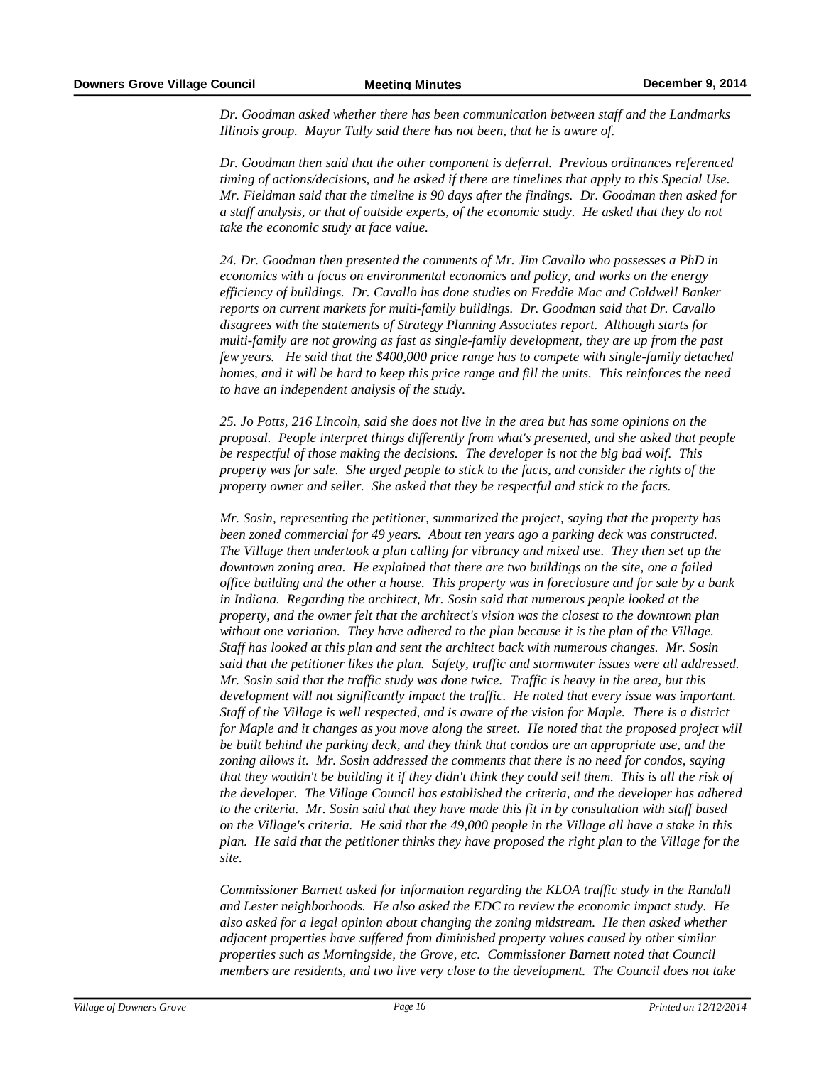*Dr. Goodman asked whether there has been communication between staff and the Landmarks Illinois group. Mayor Tully said there has not been, that he is aware of.*

*Dr. Goodman then said that the other component is deferral. Previous ordinances referenced timing of actions/decisions, and he asked if there are timelines that apply to this Special Use. Mr. Fieldman said that the timeline is 90 days after the findings. Dr. Goodman then asked for a staff analysis, or that of outside experts, of the economic study. He asked that they do not take the economic study at face value.*

*24. Dr. Goodman then presented the comments of Mr. Jim Cavallo who possesses a PhD in economics with a focus on environmental economics and policy, and works on the energy efficiency of buildings. Dr. Cavallo has done studies on Freddie Mac and Coldwell Banker reports on current markets for multi-family buildings. Dr. Goodman said that Dr. Cavallo disagrees with the statements of Strategy Planning Associates report. Although starts for multi-family are not growing as fast as single-family development, they are up from the past few years. He said that the $400,000 price range has to compete with single-family detached homes, and it will be hard to keep this price range and fill the units. This reinforces the need to have an independent analysis of the study.*

*25. Jo Potts, 216 Lincoln, said she does not live in the area but has some opinions on the proposal. People interpret things differently from what's presented, and she asked that people be respectful of those making the decisions. The developer is not the big bad wolf. This property was for sale. She urged people to stick to the facts, and consider the rights of the property owner and seller. She asked that they be respectful and stick to the facts.*

*Mr. Sosin, representing the petitioner, summarized the project, saying that the property has been zoned commercial for 49 years. About ten years ago a parking deck was constructed. The Village then undertook a plan calling for vibrancy and mixed use. They then set up the downtown zoning area. He explained that there are two buildings on the site, one a failed office building and the other a house. This property was in foreclosure and for sale by a bank in Indiana. Regarding the architect, Mr. Sosin said that numerous people looked at the property, and the owner felt that the architect's vision was the closest to the downtown plan without one variation. They have adhered to the plan because it is the plan of the Village. Staff has looked at this plan and sent the architect back with numerous changes. Mr. Sosin said that the petitioner likes the plan. Safety, traffic and stormwater issues were all addressed. Mr. Sosin said that the traffic study was done twice. Traffic is heavy in the area, but this development will not significantly impact the traffic. He noted that every issue was important. Staff of the Village is well respected, and is aware of the vision for Maple. There is a district for Maple and it changes as you move along the street. He noted that the proposed project will be built behind the parking deck, and they think that condos are an appropriate use, and the zoning allows it. Mr. Sosin addressed the comments that there is no need for condos, saying that they wouldn't be building it if they didn't think they could sell them. This is all the risk of the developer. The Village Council has established the criteria, and the developer has adhered to the criteria. Mr. Sosin said that they have made this fit in by consultation with staff based on the Village's criteria. He said that the 49,000 people in the Village all have a stake in this plan. He said that the petitioner thinks they have proposed the right plan to the Village for the site.*

*Commissioner Barnett asked for information regarding the KLOA traffic study in the Randall and Lester neighborhoods. He also asked the EDC to review the economic impact study. He also asked for a legal opinion about changing the zoning midstream. He then asked whether adjacent properties have suffered from diminished property values caused by other similar properties such as Morningside, the Grove, etc. Commissioner Barnett noted that Council members are residents, and two live very close to the development. The Council does not take*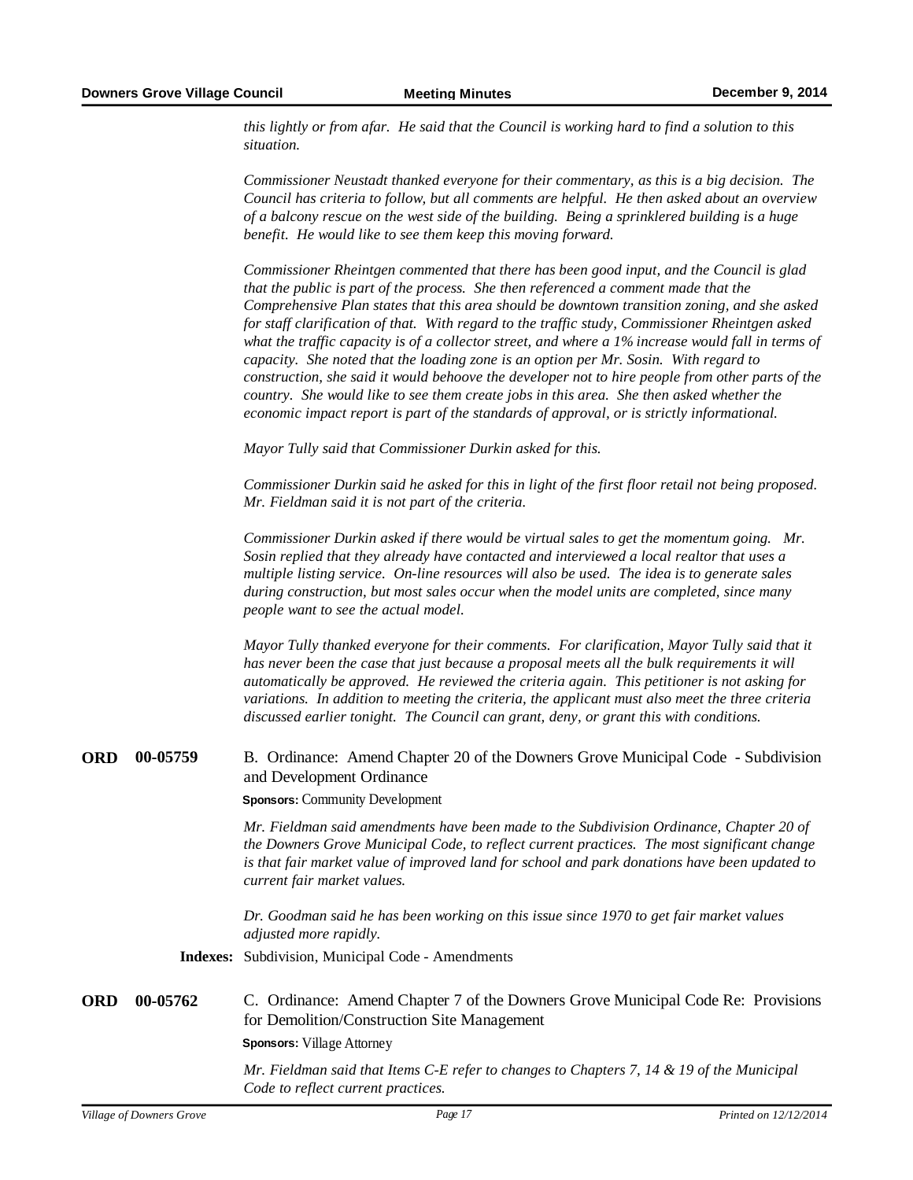*this lightly or from afar. He said that the Council is working hard to find a solution to this situation.*

*Commissioner Neustadt thanked everyone for their commentary, as this is a big decision. The Council has criteria to follow, but all comments are helpful. He then asked about an overview of a balcony rescue on the west side of the building. Being a sprinklered building is a huge benefit. He would like to see them keep this moving forward.*

*Commissioner Rheintgen commented that there has been good input, and the Council is glad that the public is part of the process. She then referenced a comment made that the Comprehensive Plan states that this area should be downtown transition zoning, and she asked for staff clarification of that. With regard to the traffic study, Commissioner Rheintgen asked what the traffic capacity is of a collector street, and where a 1% increase would fall in terms of capacity. She noted that the loading zone is an option per Mr. Sosin. With regard to construction, she said it would behoove the developer not to hire people from other parts of the country. She would like to see them create jobs in this area. She then asked whether the economic impact report is part of the standards of approval, or is strictly informational.*

*Mayor Tully said that Commissioner Durkin asked for this.*

*Commissioner Durkin said he asked for this in light of the first floor retail not being proposed. Mr. Fieldman said it is not part of the criteria.*

*Commissioner Durkin asked if there would be virtual sales to get the momentum going. Mr. Sosin replied that they already have contacted and interviewed a local realtor that uses a multiple listing service. On-line resources will also be used. The idea is to generate sales during construction, but most sales occur when the model units are completed, since many people want to see the actual model.*

*Mayor Tully thanked everyone for their comments. For clarification, Mayor Tully said that it has never been the case that just because a proposal meets all the bulk requirements it will automatically be approved. He reviewed the criteria again. This petitioner is not asking for variations. In addition to meeting the criteria, the applicant must also meet the three criteria discussed earlier tonight. The Council can grant, deny, or grant this with conditions.*

**ORD 00-05759** B. Ordinance: Amend Chapter 20 of the Downers Grove Municipal Code - Subdivision and Development Ordinance

**Sponsors:** Community Development

*Mr. Fieldman said amendments have been made to the Subdivision Ordinance, Chapter 20 of the Downers Grove Municipal Code, to reflect current practices. The most significant change is that fair market value of improved land for school and park donations have been updated to current fair market values.*

*Dr. Goodman said he has been working on this issue since 1970 to get fair market values adjusted more rapidly.*

**Indexes:** Subdivision, Municipal Code - Amendments

**ORD 00-05762** C. Ordinance: Amend Chapter 7 of the Downers Grove Municipal Code Re: Provisions for Demolition/Construction Site Management

**Sponsors:** Village Attorney

*Mr. Fieldman said that Items C-E refer to changes to Chapters 7, 14 & 19 of the Municipal Code to reflect current practices.*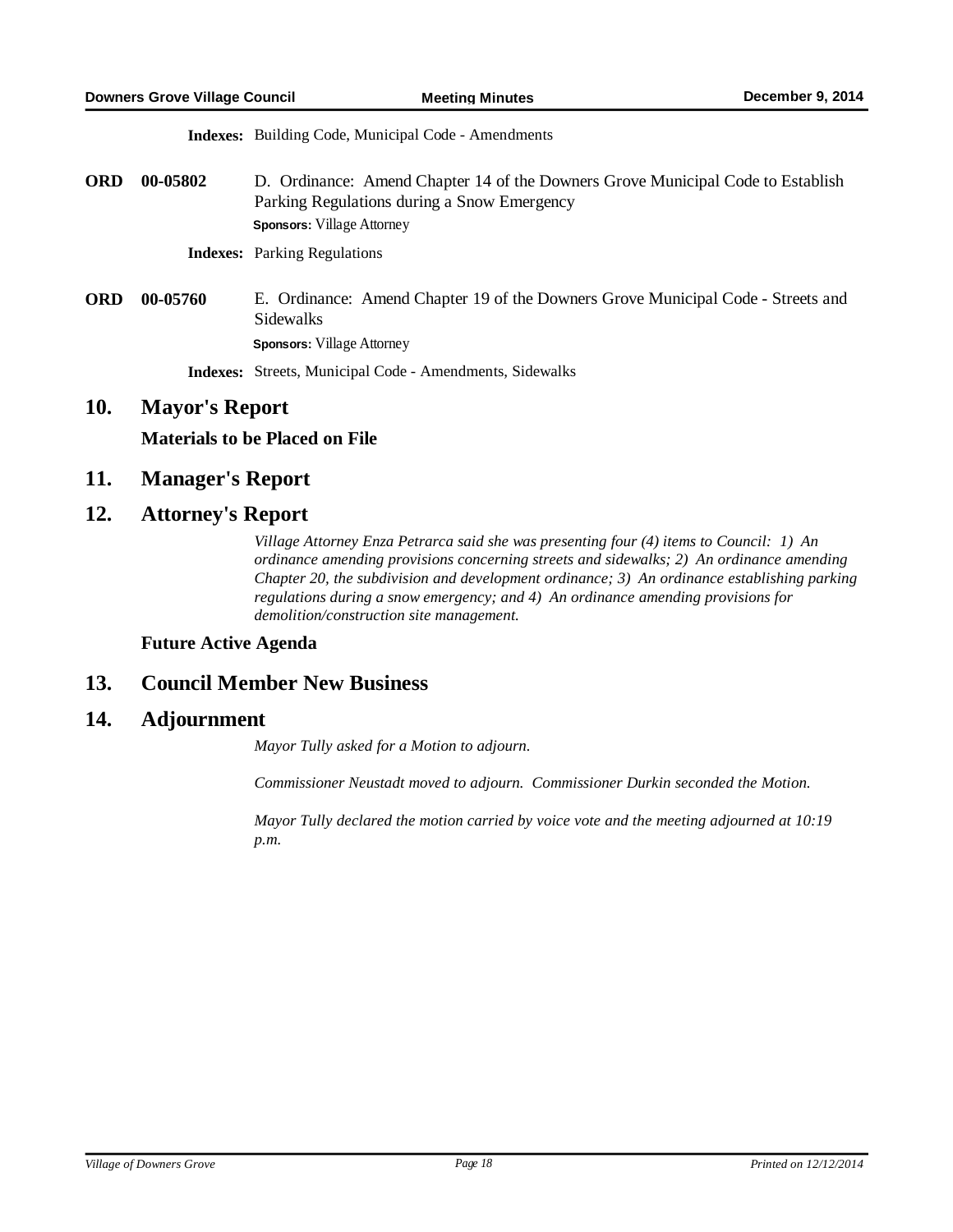**Indexes:** Building Code, Municipal Code - Amendments

**ORD 00-05802** D. Ordinance: Amend Chapter 14 of the Downers Grove Municipal Code to Establish Parking Regulations during a Snow Emergency

**Sponsors:** Village Attorney

**Indexes:** Parking Regulations

**ORD 00-05760** E. Ordinance: Amend Chapter 19 of the Downers Grove Municipal Code - Streets and Sidewalks

**Sponsors:** Village Attorney

**Indexes:** Streets, Municipal Code - Amendments, Sidewalks

## 10. Mayor's Report

### Materials to be Placed on File

## 11. Manager's Report

## 12. Attorney's Report

*Village Attorney Enza Petrarca said she was presenting four (4) items to Council: 1) An ordinance amending provisions concerning streets and sidewalks; 2) An ordinance amending Chapter 20, the subdivision and development ordinance; 3) An ordinance establishing parking regulations during a snow emergency; and 4) An ordinance amending provisions for demolition/construction site management.*

### Future Active Agenda

## 13. Council Member New Business

## 14. Adjournment

*Mayor Tully asked for a Motion to adjourn.*

*Commissioner Neustadt moved to adjourn. Commissioner Durkin seconded the Motion.*

*Mayor Tully declared the motion carried by voice vote and the meeting adjourned at 10:19 p.m.*